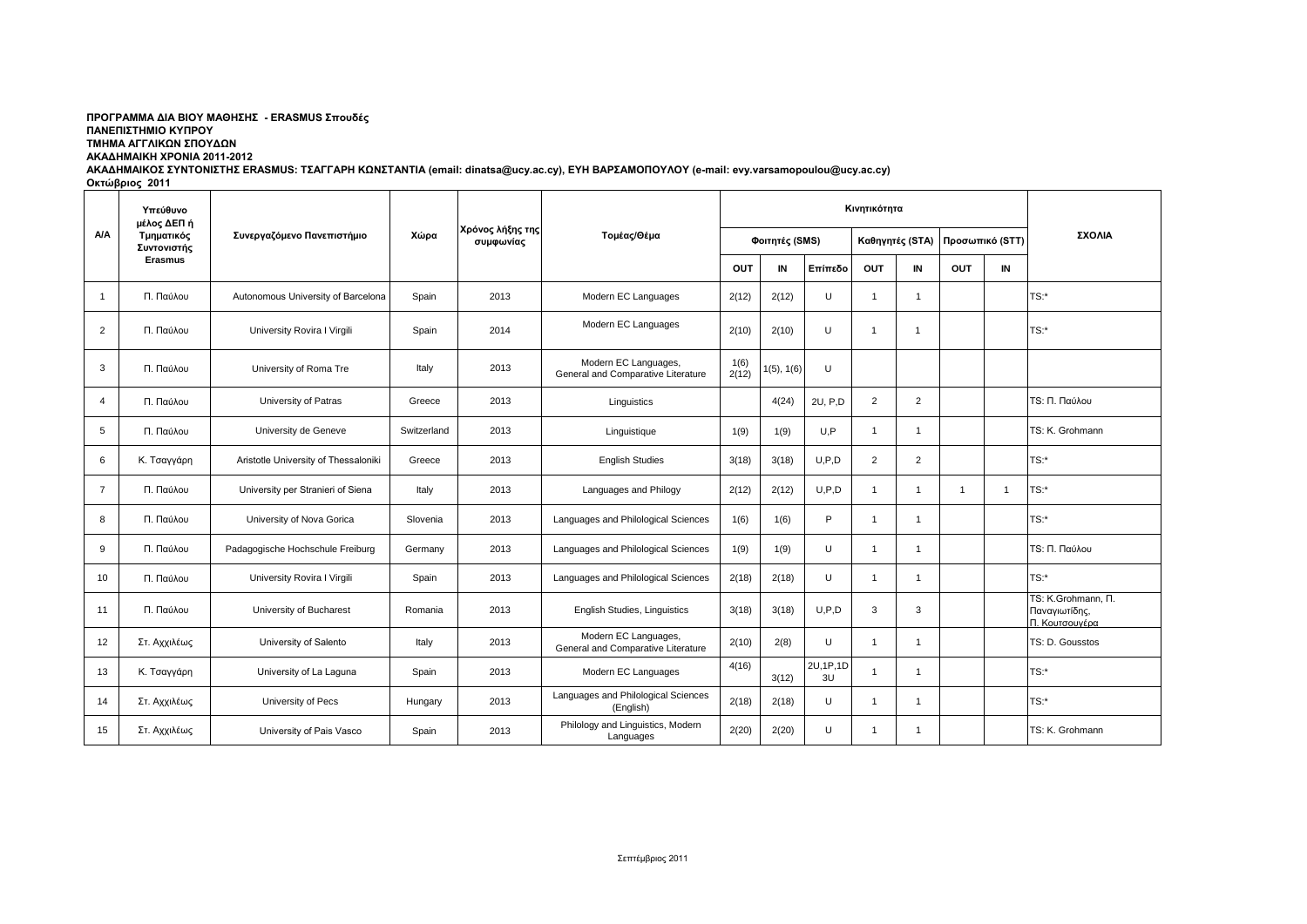**ΠΡΟΓΡΑΜΜΑ ΔΙΑ ΒΙΟΥ ΜΑΘΗΣΗΣ - ERASMUS Σπουδές**
**ΠΑΝΕΠΙΣΤΗΜΙΟ ΚΥΠΡΟΥ**
**ΤΜΗΜΑ ΑΓΓΛΙΚΩΝ ΣΠΟΥΔΩΝ**
**ΑΚΑΔΗΜΑΙΚΗ ΧΡΟΝΙΑ 2011-2012**
**ΑΚΑΔΗΜΑΙΚΟΣ ΣΥΝΤΟΝΙΣΤΗΣ ERASMUS: ΤΣΑΓΓΑΡΗ ΚΩΝΣΤΑΝΤΙΑ (email: dinatsa@ucy.ac.cy), ΕΥΗ ΒΑΡΣΑΜΟΠΟΥΛΟΥ (e-mail: evy.varsamopoulou@ucy.ac.cy)**
**Οκτώβριος 2011**

| Α/Α | Υπεύθυνο μέλος ΔΕΠ ή Τμηματικός Συντονιστής Erasmus | Συνεργαζόμενο Πανεπιστήμιο | Χώρα | Χρόνος λήξης της συμφωνίας | Τομέας/Θέμα | Κινητικότητα | | | | | | | ΣΧΟΛΙΑ |
|---|---|---|---|---|---|---|---|---|---|---|---|---|---|
| | | | | | | Φοιτητές (SMS) | | | Καθηγητές (STA) | | Προσωπικό (STT) | | |
| | | | | | | OUT | IN | Επίπεδο | OUT | IN | OUT | IN | |
| 1 | Π. Παύλου | Autonomous University of Barcelona | Spain | 2013 | Modern EC Languages | 2(12) | 2(12) | U | 1 | 1 | | | TS:* |
| 2 | Π. Παύλου | University Rovira I Virgili | Spain | 2014 | Modern EC Languages | 2(10) | 2(10) | U | 1 | 1 | | | TS:* |
| 3 | Π. Παύλου | University of Roma Tre | Italy | 2013 | Modern EC Languages, General and Comparative Literature | 1(6) 2(12) | 1(5), 1(6) | U | | | | | |
| 4 | Π. Παύλου | University of Patras | Greece | 2013 | Linguistics | | 4(24) | 2U, P,D | 2 | 2 | | | TS: Π. Παύλου |
| 5 | Π. Παύλου | University de Geneve | Switzerland | 2013 | Linguistique | 1(9) | 1(9) | U,P | 1 | 1 | | | TS: K. Grohmann |
| 6 | Κ. Τσαγγάρη | Aristotle University of Thessaloniki | Greece | 2013 | English Studies | 3(18) | 3(18) | U,P,D | 2 | 2 | | | TS:* |
| 7 | Π. Παύλου | University per Stranieri of Siena | Italy | 2013 | Languages and Philogy | 2(12) | 2(12) | U,P,D | 1 | 1 | 1 | 1 | TS:* |
| 8 | Π. Παύλου | University of Nova Gorica | Slovenia | 2013 | Languages and Philological Sciences | 1(6) | 1(6) | P | 1 | 1 | | | TS:* |
| 9 | Π. Παύλου | Padagogische Hochschule Freiburg | Germany | 2013 | Languages and Philological Sciences | 1(9) | 1(9) | U | 1 | 1 | | | TS: Π. Παύλου |
| 10 | Π. Παύλου | University Rovira I Virgili | Spain | 2013 | Languages and Philological Sciences | 2(18) | 2(18) | U | 1 | 1 | | | TS:* |
| 11 | Π. Παύλου | University of Bucharest | Romania | 2013 | English Studies, Linguistics | 3(18) | 3(18) | U,P,D | 3 | 3 | | | TS: K.Grohmann, Π. Παναγιωτίδης, Π. Κουτσουγέρα |
| 12 | Στ. Αχχιλέως | University of Salento | Italy | 2013 | Modern EC Languages, General and Comparative Literature | 2(10) | 2(8) | U | 1 | 1 | | | TS: D. Gousstos |
| 13 | Κ. Τσαγγάρη | University of La Laguna | Spain | 2013 | Modern EC Languages | 4(16) | 3(12) | 2U,1P,1D 3U | 1 | 1 | | | TS:* |
| 14 | Στ. Αχχιλέως | University of Pecs | Hungary | 2013 | Languages and Philological Sciences (English) | 2(18) | 2(18) | U | 1 | 1 | | | TS:* |
| 15 | Στ. Αχχιλέως | University of Pais Vasco | Spain | 2013 | Philology and Linguistics, Modern Languages | 2(20) | 2(20) | U | 1 | 1 | | | TS: K. Grohmann |

Σεπτέμβριος 2011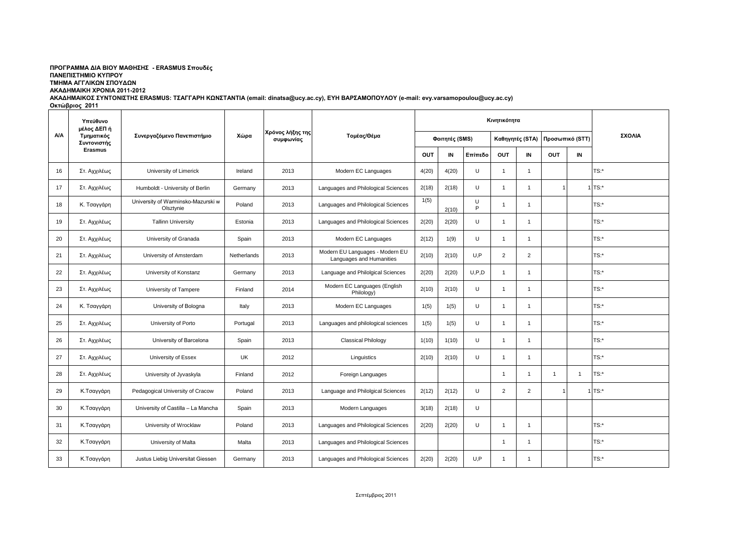**ΠΡΟΓΡΑΜΜΑ ΔΙΑ ΒΙΟΥ ΜΑΘΗΣΗΣ - ERASMUS Σπουδές**
**ΠΑΝΕΠΙΣΤΗΜΙΟ ΚΥΠΡΟΥ**
**ΤΜΗΜΑ ΑΓΓΛΙΚΩΝ ΣΠΟΥΔΩΝ**
**ΑΚΑΔΗΜΑΙΚΗ ΧΡΟΝΙΑ 2011-2012**
**ΑΚΑΔΗΜΑΙΚΟΣ ΣΥΝΤΟΝΙΣΤΗΣ ERASMUS: ΤΣΑΓΓΑΡΗ ΚΩΝΣΤΑΝΤΙΑ (email: dinatsa@ucy.ac.cy), ΕΥΗ ΒΑΡΣΑΜΟΠΟΥΛΟΥ (e-mail: evy.varsamopoulou@ucy.ac.cy)**
**Οκτώβριος 2011**

| Α/Α | Υπεύθυνο μέλος ΔΕΠ ή Τμηματικός Συντονιστής Erasmus | Συνεργαζόμενο Πανεπιστήμιο | Χώρα | Χρόνος λήξης της συμφωνίας | Τομέας/Θέμα | Κινητικότητα | | | | | | | ΣΧΟΛΙΑ |
|---|---|---|---|---|---|---|---|---|---|---|---|---|---|
| | | | | | | Φοιτητές (SMS) | | | Καθηγητές (STA) | | Προσωπικό (STT) | | |
| | | | | | | OUT | IN | Επίπεδο | OUT | IN | OUT | IN | |
| 16 | Στ. Αχχιλέως | University of Limerick | Ireland | 2013 | Modern EC Languages | 4(20) | 4(20) | U | 1 | 1 | | | TS:* |
| 17 | Στ. Αχχιλέως | Humboldt - University of Berlin | Germany | 2013 | Languages and Philological Sciences | 2(18) | 2(18) | U | 1 | 1 | 1 | 1 | TS:* |
| 18 | Κ. Τσαγγάρη | University of Warminsko-Mazurski w Olsztynie | Poland | 2013 | Languages and Philological Sciences | 1(5) | 2(10) | U P | 1 | 1 | | | TS:* |
| 19 | Στ. Αχχιλέως | Tallinn University | Estonia | 2013 | Languages and Philological Sciences | 2(20) | 2(20) | U | 1 | 1 | | | TS:* |
| 20 | Στ. Αχχιλέως | University of Granada | Spain | 2013 | Modern EC Languages | 2(12) | 1(9) | U | 1 | 1 | | | TS:* |
| 21 | Στ. Αχχιλέως | University of Amsterdam | Netherlands | 2013 | Modern EU Languages - Modern EU Languages and Humanities | 2(10) | 2(10) | U,P | 2 | 2 | | | TS:* |
| 22 | Στ. Αχχιλέως | University of Konstanz | Germany | 2013 | Language and Philolgical Sciences | 2(20) | 2(20) | U,P,D | 1 | 1 | | | TS:* |
| 23 | Στ. Αχχιλέως | University of Tampere | Finland | 2014 | Modern EC Languages (English Philology) | 2(10) | 2(10) | U | 1 | 1 | | | TS:* |
| 24 | Κ. Τσαγγάρη | University of Bologna | Italy | 2013 | Modern EC Languages | 1(5) | 1(5) | U | 1 | 1 | | | TS:* |
| 25 | Στ. Αχχιλέως | University of Porto | Portugal | 2013 | Languages and philological sciences | 1(5) | 1(5) | U | 1 | 1 | | | TS:* |
| 26 | Στ. Αχχιλέως | University of Barcelona | Spain | 2013 | Classical Philology | 1(10) | 1(10) | U | 1 | 1 | | | TS:* |
| 27 | Στ. Αχχιλέως | University of Essex | UK | 2012 | Linguistics | 2(10) | 2(10) | U | 1 | 1 | | | TS:* |
| 28 | Στ. Αχχιλέως | University of Jyvaskyla | Finland | 2012 | Foreign Languages | | | | 1 | 1 | 1 | 1 | TS:* |
| 29 | Κ.Τσαγγάρη | Pedagogical University of Cracow | Poland | 2013 | Language and Philolgical Sciences | 2(12) | 2(12) | U | 2 | 2 | 1 | 1 | TS:* |
| 30 | Κ.Τσαγγάρη | University of Castilla – La Mancha | Spain | 2013 | Modern Languages | 3(18) | 2(18) | U | | | | | |
| 31 | Κ.Τσαγγάρη | University of Wrocklaw | Poland | 2013 | Languages and Philological Sciences | 2(20) | 2(20) | U | 1 | 1 | | | TS:* |
| 32 | Κ.Τσαγγάρη | University of Malta | Malta | 2013 | Languages and Philological Sciences | | | | 1 | 1 | | | TS:* |
| 33 | Κ.Τσαγγάρη | Justus Liebig Universitat Giessen | Germany | 2013 | Languages and Philological Sciences | 2(20) | 2(20) | U,P | 1 | 1 | | | TS:* |

Σεπτέμβριος 2011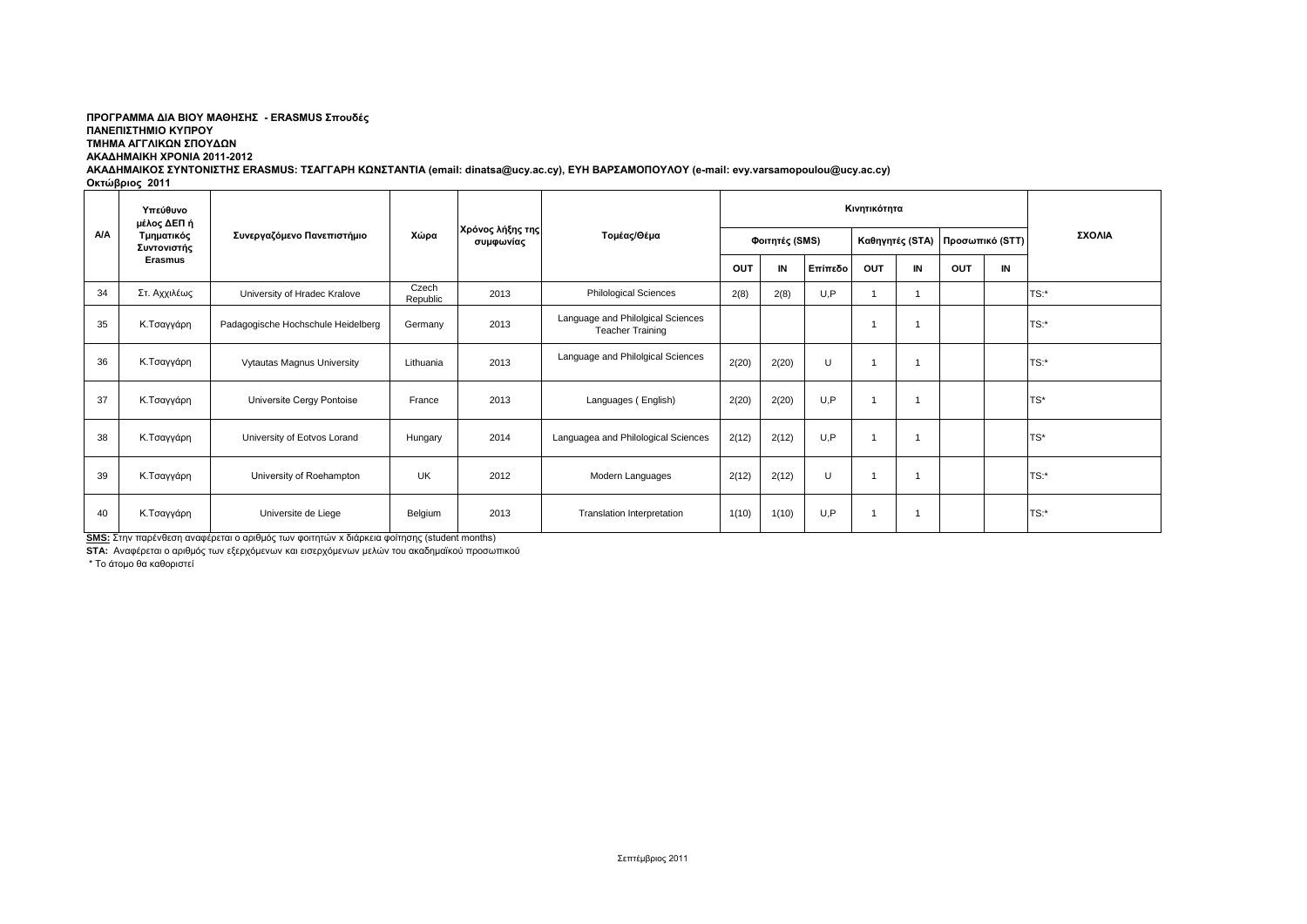**ΠΡΟΓΡΑΜΜΑ ΔΙΑ ΒΙΟΥ ΜΑΘΗΣΗΣ - ERASMUS Σπουδές**
**ΠΑΝΕΠΙΣΤΗΜΙΟ ΚΥΠΡΟΥ**
**ΤΜΗΜΑ ΑΓΓΛΙΚΩΝ ΣΠΟΥΔΩΝ**
**ΑΚΑΔΗΜΑΙΚΗ ΧΡΟΝΙΑ 2011-2012**
**ΑΚΑΔΗΜΑΙΚΟΣ ΣΥΝΤΟΝΙΣΤΗΣ ERASMUS: ΤΣΑΓΓΑΡΗ ΚΩΝΣΤΑΝΤΙΑ (email: dinatsa@ucy.ac.cy), ΕΥΗ ΒΑΡΣΑΜΟΠΟΥΛΟΥ (e-mail: evy.varsamopoulou@ucy.ac.cy)**
**Οκτώβριος 2011**

| Α/Α | Υπεύθυνο μέλος ΔΕΠ ή Τμηματικός Συντονιστής Erasmus | Συνεργαζόμενο Πανεπιστήμιο | Χώρα | Χρόνος λήξης της συμφωνίας | Τομέας/Θέμα | Κινητικότητα | | | | | | | ΣΧΟΛΙΑ |
|---|---|---|---|---|---|---|---|---|---|---|---|---|---|
| | | | | | | Φοιτητές (SMS) | | | Καθηγητές (STA) | | Προσωπικό (STT) | | |
| | | | | | | OUT | IN | Επίπεδο | OUT | IN | OUT | IN | |
| 34 | Στ. Αχχιλέως | University of Hradec Kralove | Czech Republic | 2013 | Philological Sciences | 2(8) | 2(8) | U,P | 1 | 1 | | | TS:* |
| 35 | Κ.Τσαγγάρη | Padagogische Hochschule Heidelberg | Germany | 2013 | Language and Philolgical Sciences Teacher Training | | | | 1 | 1 | | | TS:* |
| 36 | Κ.Τσαγγάρη | Vytautas Magnus University | Lithuania | 2013 | Language and Philolgical Sciences | 2(20) | 2(20) | U | 1 | 1 | | | TS:* |
| 37 | Κ.Τσαγγάρη | Universite Cergy Pontoise | France | 2013 | Languages ( English) | 2(20) | 2(20) | U,P | 1 | 1 | | | TS* |
| 38 | Κ.Τσαγγάρη | University of Eotvos Lorand | Hungary | 2014 | Languagea and Philological Sciences | 2(12) | 2(12) | U,P | 1 | 1 | | | TS* |
| 39 | Κ.Τσαγγάρη | University of Roehampton | UK | 2012 | Modern Languages | 2(12) | 2(12) | U | 1 | 1 | | | TS:* |
| 40 | Κ.Τσαγγάρη | Universite de Liege | Belgium | 2013 | Translation Interpretation | 1(10) | 1(10) | U,P | 1 | 1 | | | TS:* |

**SMS:** Στην παρένθεση αναφέρεται ο αριθμός των φοιτητών x διάρκεια φοίτησης (student months)

**STA:** Αναφέρεται ο αριθμός των εξερχόμενων και εισερχόμενων μελών του ακαδημαϊκού προσωπικού

\* Το άτομο θα καθοριστεί

Σεπτέμβριος 2011